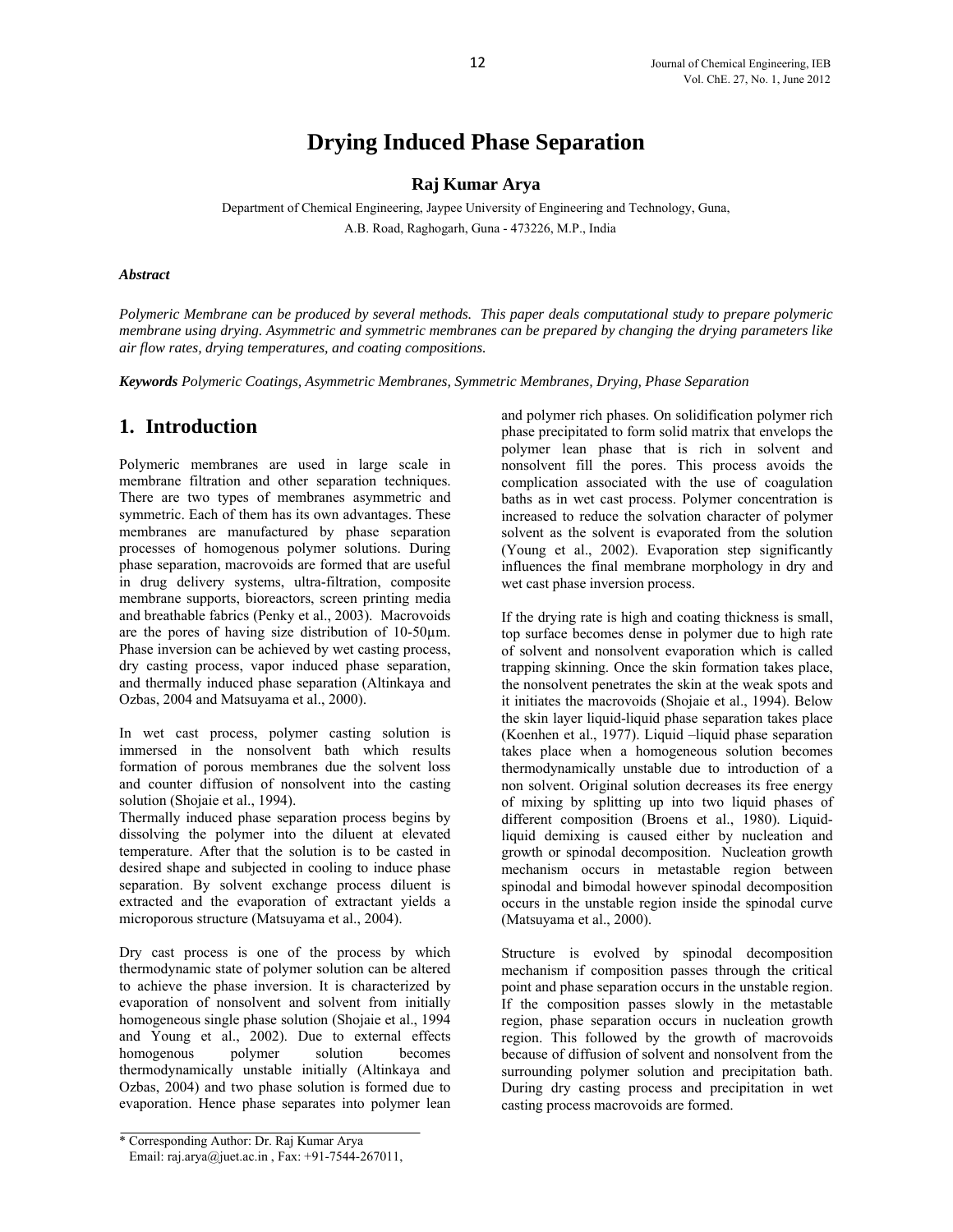# Drying Induced Phase Separation

**Raj Kumar Arya**

Department of Chemical Engineering, Jaypee University of Engineering and Technology, Guna, A.B. Road, Raghogarh, Guna - 473226, M.P., India

***Abstract***

*Polymeric Membrane can be produced by several methods. This paper deals computational study to prepare polymeric membrane using drying. Asymmetric and symmetric membranes can be prepared by changing the drying parameters like air flow rates, drying temperatures, and coating compositions.*

***Keywords*** *Polymeric Coatings, Asymmetric Membranes, Symmetric Membranes, Drying, Phase Separation*

## 1. Introduction

Polymeric membranes are used in large scale in membrane filtration and other separation techniques. There are two types of membranes asymmetric and symmetric. Each of them has its own advantages. These membranes are manufactured by phase separation processes of homogenous polymer solutions. During phase separation, macrovoids are formed that are useful in drug delivery systems, ultra-filtration, composite membrane supports, bioreactors, screen printing media and breathable fabrics (Penky et al., 2003). Macrovoids are the pores of having size distribution of 10-50µm. Phase inversion can be achieved by wet casting process, dry casting process, vapor induced phase separation, and thermally induced phase separation (Altinkaya and Ozbas, 2004 and Matsuyama et al., 2000).

In wet cast process, polymer casting solution is immersed in the nonsolvent bath which results formation of porous membranes due the solvent loss and counter diffusion of nonsolvent into the casting solution (Shojaie et al., 1994).

Thermally induced phase separation process begins by dissolving the polymer into the diluent at elevated temperature. After that the solution is to be casted in desired shape and subjected in cooling to induce phase separation. By solvent exchange process diluent is extracted and the evaporation of extractant yields a microporous structure (Matsuyama et al., 2004).

Dry cast process is one of the process by which thermodynamic state of polymer solution can be altered to achieve the phase inversion. It is characterized by evaporation of nonsolvent and solvent from initially homogeneous single phase solution (Shojaie et al., 1994 and Young et al., 2002). Due to external effects homogenous polymer solution becomes thermodynamically unstable initially (Altinkaya and Ozbas, 2004) and two phase solution is formed due to evaporation. Hence phase separates into polymer lean and polymer rich phases. On solidification polymer rich phase precipitated to form solid matrix that envelops the polymer lean phase that is rich in solvent and nonsolvent fill the pores. This process avoids the complication associated with the use of coagulation baths as in wet cast process. Polymer concentration is increased to reduce the solvation character of polymer solvent as the solvent is evaporated from the solution (Young et al., 2002). Evaporation step significantly influences the final membrane morphology in dry and wet cast phase inversion process.

If the drying rate is high and coating thickness is small, top surface becomes dense in polymer due to high rate of solvent and nonsolvent evaporation which is called trapping skinning. Once the skin formation takes place, the nonsolvent penetrates the skin at the weak spots and it initiates the macrovoids (Shojaie et al., 1994). Below the skin layer liquid-liquid phase separation takes place (Koenhen et al., 1977). Liquid –liquid phase separation takes place when a homogeneous solution becomes thermodynamically unstable due to introduction of a non solvent. Original solution decreases its free energy of mixing by splitting up into two liquid phases of different composition (Broens et al., 1980). Liquid-liquid demixing is caused either by nucleation and growth or spinodal decomposition. Nucleation growth mechanism occurs in metastable region between spinodal and bimodal however spinodal decomposition occurs in the unstable region inside the spinodal curve (Matsuyama et al., 2000).

Structure is evolved by spinodal decomposition mechanism if composition passes through the critical point and phase separation occurs in the unstable region. If the composition passes slowly in the metastable region, phase separation occurs in nucleation growth region. This followed by the growth of macrovoids because of diffusion of solvent and nonsolvent from the surrounding polymer solution and precipitation bath. During dry casting process and precipitation in wet casting process macrovoids are formed.

\* Corresponding Author: Dr. Raj Kumar Arya
Email: raj.arya@juet.ac.in , Fax: +91-7544-267011,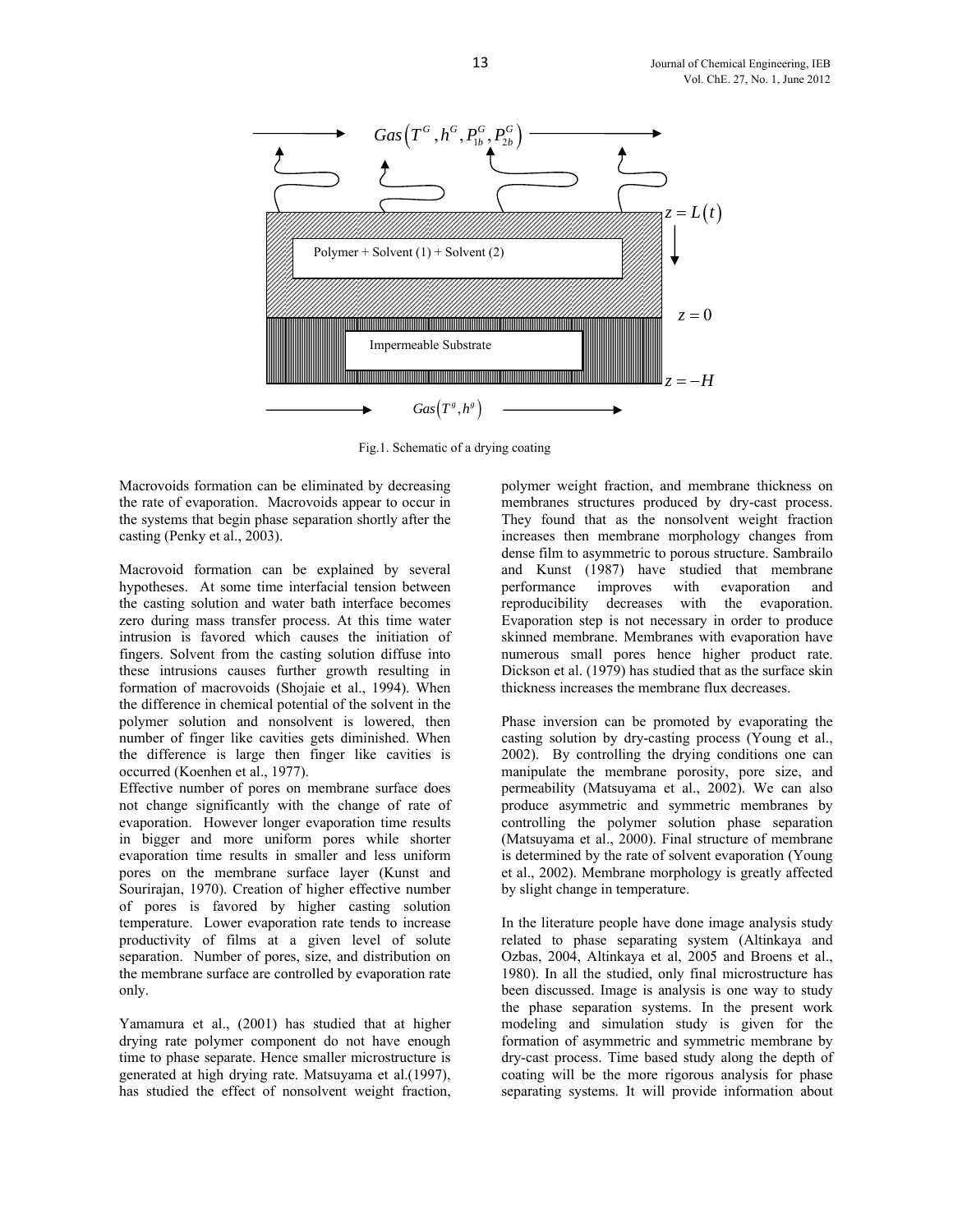$$Gas\left(T^G, h^G, P_{1b}^G, P_{2b}^G\right)$$

Polymer + Solvent (1) + Solvent (2)

$z = L(t)$

$z = 0$

Impermeable Substrate

$z = -H$

$$Gas\left(T^g, h^g\right)$$

Fig.1. Schematic of a drying coating

Macrovoids formation can be eliminated by decreasing the rate of evaporation. Macrovoids appear to occur in the systems that begin phase separation shortly after the casting (Penky et al., 2003).

Macrovoid formation can be explained by several hypotheses. At some time interfacial tension between the casting solution and water bath interface becomes zero during mass transfer process. At this time water intrusion is favored which causes the initiation of fingers. Solvent from the casting solution diffuse into these intrusions causes further growth resulting in formation of macrovoids (Shojaie et al., 1994). When the difference in chemical potential of the solvent in the polymer solution and nonsolvent is lowered, then number of finger like cavities gets diminished. When the difference is large then finger like cavities is occurred (Koenhen et al., 1977).

Effective number of pores on membrane surface does not change significantly with the change of rate of evaporation. However longer evaporation time results in bigger and more uniform pores while shorter evaporation time results in smaller and less uniform pores on the membrane surface layer (Kunst and Sourirajan, 1970). Creation of higher effective number of pores is favored by higher casting solution temperature. Lower evaporation rate tends to increase productivity of films at a given level of solute separation. Number of pores, size, and distribution on the membrane surface are controlled by evaporation rate only.

Yamamura et al., (2001) has studied that at higher drying rate polymer component do not have enough time to phase separate. Hence smaller microstructure is generated at high drying rate. Matsuyama et al.(1997), has studied the effect of nonsolvent weight fraction, polymer weight fraction, and membrane thickness on membranes structures produced by dry-cast process. They found that as the nonsolvent weight fraction increases then membrane morphology changes from dense film to asymmetric to porous structure. Sambrailo and Kunst (1987) have studied that membrane performance improves with evaporation and reproducibility decreases with the evaporation. Evaporation step is not necessary in order to produce skinned membrane. Membranes with evaporation have numerous small pores hence higher product rate. Dickson et al. (1979) has studied that as the surface skin thickness increases the membrane flux decreases.

Phase inversion can be promoted by evaporating the casting solution by dry-casting process (Young et al., 2002). By controlling the drying conditions one can manipulate the membrane porosity, pore size, and permeability (Matsuyama et al., 2002). We can also produce asymmetric and symmetric membranes by controlling the polymer solution phase separation (Matsuyama et al., 2000). Final structure of membrane is determined by the rate of solvent evaporation (Young et al., 2002). Membrane morphology is greatly affected by slight change in temperature.

In the literature people have done image analysis study related to phase separating system (Altinkaya and Ozbas, 2004, Altinkaya et al, 2005 and Broens et al., 1980). In all the studied, only final microstructure has been discussed. Image is analysis is one way to study the phase separation systems. In the present work modeling and simulation study is given for the formation of asymmetric and symmetric membrane by dry-cast process. Time based study along the depth of coating will be the more rigorous analysis for phase separating systems. It will provide information about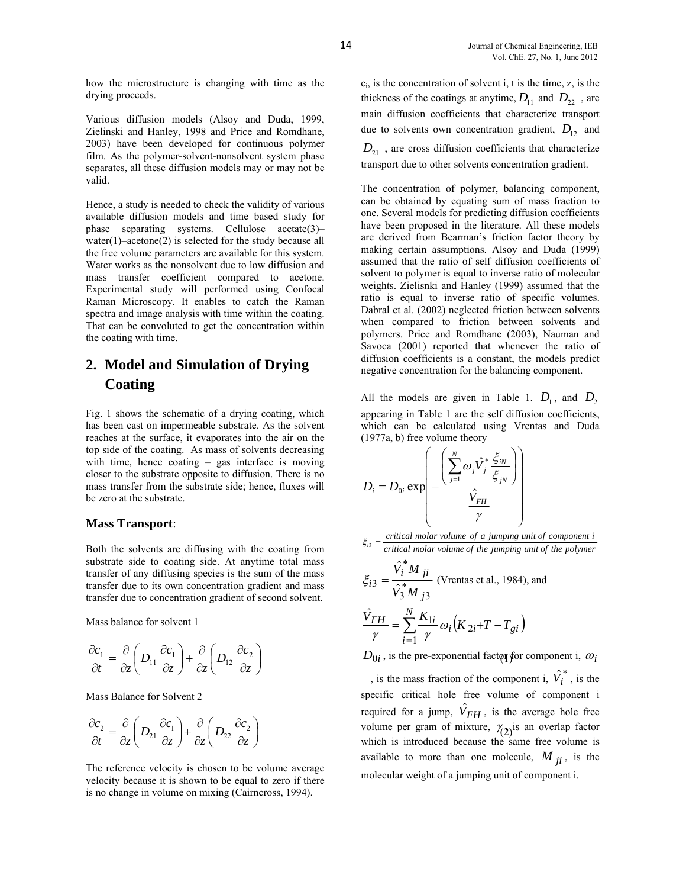how the microstructure is changing with time as the drying proceeds.

Various diffusion models (Alsoy and Duda, 1999, Zielinski and Hanley, 1998 and Price and Romdhane, 2003) have been developed for continuous polymer film. As the polymer-solvent-nonsolvent system phase separates, all these diffusion models may or may not be valid.

Hence, a study is needed to check the validity of various available diffusion models and time based study for phase separating systems. Cellulose acetate(3)–water(1)–acetone(2) is selected for the study because all the free volume parameters are available for this system. Water works as the nonsolvent due to low diffusion and mass transfer coefficient compared to acetone. Experimental study will performed using Confocal Raman Microscopy. It enables to catch the Raman spectra and image analysis with time within the coating. That can be convoluted to get the concentration within the coating with time.

## 2. Model and Simulation of Drying Coating

Fig. 1 shows the schematic of a drying coating, which has been cast on impermeable substrate. As the solvent reaches at the surface, it evaporates into the air on the top side of the coating. As mass of solvents decreasing with time, hence coating – gas interface is moving closer to the substrate opposite to diffusion. There is no mass transfer from the substrate side; hence, fluxes will be zero at the substrate.

### Mass Transport:

Both the solvents are diffusing with the coating from substrate side to coating side. At anytime total mass transfer of any diffusing species is the sum of the mass transfer due to its own concentration gradient and mass transfer due to concentration gradient of second solvent.

Mass balance for solvent 1

$$\frac{\partial c_1}{\partial t} = \frac{\partial}{\partial z}\left(D_{11}\frac{\partial c_1}{\partial z}\right) + \frac{\partial}{\partial z}\left(D_{12}\frac{\partial c_2}{\partial z}\right) \quad (1)$$

Mass Balance for Solvent 2

$$\frac{\partial c_2}{\partial t} = \frac{\partial}{\partial z}\left(D_{21}\frac{\partial c_1}{\partial z}\right) + \frac{\partial}{\partial z}\left(D_{22}\frac{\partial c_2}{\partial z}\right) \quad (2)$$

The reference velocity is chosen to be volume average velocity because it is shown to be equal to zero if there is no change in volume on mixing (Cairncross, 1994).

$c_i$, is the concentration of solvent i, t is the time, z, is the thickness of the coatings at anytime, $D_{11}$ and $D_{22}$, are main diffusion coefficients that characterize transport due to solvents own concentration gradient, $D_{12}$ and $D_{21}$, are cross diffusion coefficients that characterize transport due to other solvents concentration gradient.

The concentration of polymer, balancing component, can be obtained by equating sum of mass fraction to one. Several models for predicting diffusion coefficients have been proposed in the literature. All these models are derived from Bearman's friction factor theory by making certain assumptions. Alsoy and Duda (1999) assumed that the ratio of self diffusion coefficients of solvent to polymer is equal to inverse ratio of molecular weights. Zielisnki and Hanley (1999) assumed that the ratio is equal to inverse ratio of specific volumes. Dabral et al. (2002) neglected friction between solvents when compared to friction between solvents and polymers. Price and Romdhane (2003), Nauman and Savoca (2001) reported that whenever the ratio of diffusion coefficients is a constant, the models predict negative concentration for the balancing component.

All the models are given in Table 1. $D_1$, and $D_2$ appearing in Table 1 are the self diffusion coefficients, which can be calculated using Vrentas and Duda (1977a, b) free volume theory

$$D_i = D_{0i}\exp\left(-\frac{\left(\sum_{j=1}^{N}\omega_j \hat{V}_j^* \frac{\xi_{iN}}{\xi_{jN}}\right)}{\frac{\hat{V}_{FH}}{\gamma}}\right)$$

$$\xi_{i3} = \frac{\text{critical molar volume of a jumping unit of component } i}{\text{critical molar volume of the jumping unit of the polymer}}$$

$$\xi_{i3} = \frac{\hat{V}_i^* M_{ji}}{\hat{V}_3^* M_{j3}}$$ (Vrentas et al., 1984), and

$$\frac{\hat{V}_{FH}}{\gamma} = \sum_{i=1}^{N}\frac{K_{1i}}{\gamma}\omega_i\left(K_{2i} + T - T_{gi}\right)$$

$D_{0i}$, is the pre-exponential factor for component i, $\omega_i$, is the mass fraction of the component i, $\hat{V}_i^*$, is the specific critical hole free volume of component i required for a jump, $\hat{V}_{FH}$, is the average hole free volume per gram of mixture, $\gamma$ is an overlap factor which is introduced because the same free volume is available to more than one molecule, $M_{ji}$, is the molecular weight of a jumping unit of component i.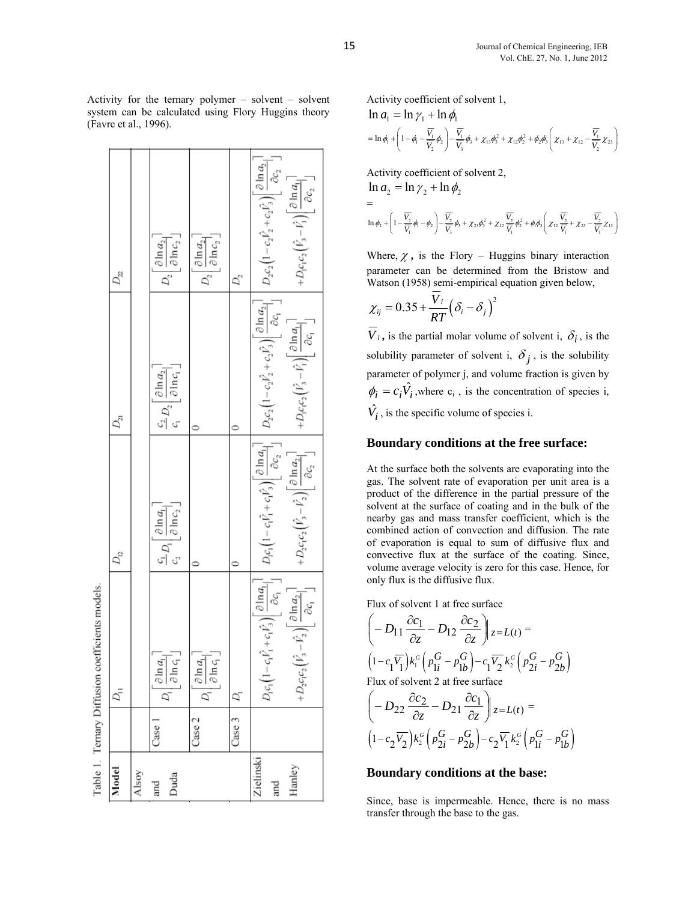Activity for the ternary polymer – solvent – solvent system can be calculated using Flory Huggins theory (Favre et al., 1996).

Table 1. Ternary Diffusion coefficients models.

| Model | | $D_{11}$ | $D_{12}$ | $D_{21}$ | $D_{22}$ |
|---|---|---|---|---|---|
| Alsoy and Duda | Case 1 | $D_1\left[\frac{\partial \ln a_1}{\partial \ln c_1}\right]$ | $\frac{c_1}{c_2}D_1\left[\frac{\partial \ln a_1}{\partial \ln c_2}\right]$ | $\frac{c_2}{c_1}D_2\left[\frac{\partial \ln a_2}{\partial \ln c_1}\right]$ | $D_2\left[\frac{\partial \ln a_2}{\partial \ln c_2}\right]$ |
| | Case 2 | $D_1\left[\frac{\partial \ln a_1}{\partial \ln c_1}\right]$ | 0 | 0 | $D_2\left[\frac{\partial \ln a_2}{\partial \ln c_2}\right]$ |
| | Case 3 | $D_1$ | 0 | 0 | $D_2$ |
| Zielinski and Hanley | | $D_1c_1\left(1-c_1\hat{V}_1+c_1\hat{V}_3\right)\left[\frac{\partial \ln a_1}{\partial c_1}\right] + D_2c_1c_2\left(\hat{V}_3-\hat{V}_2\right)\left[\frac{\partial \ln a_2}{\partial c_1}\right]$ | $D_1c_1\left(1-c_1\hat{V}_1+c_1\hat{V}_3\right)\left[\frac{\partial \ln a_1}{\partial c_2}\right] + D_2c_1c_2\left(\hat{V}_3-\hat{V}_2\right)\left[\frac{\partial \ln a_2}{\partial c_2}\right]$ | $D_2c_2\left(1-c_2\hat{V}_2+c_2\hat{V}_3\right)\left[\frac{\partial \ln a_2}{\partial c_1}\right] + D_1c_1c_2\left(\hat{V}_3-\hat{V}_1\right)\left[\frac{\partial \ln a_1}{\partial c_1}\right]$ | $D_2c_2\left(1-c_2\hat{V}_2+c_2\hat{V}_3\right)\left[\frac{\partial \ln a_2}{\partial c_2}\right] + D_1c_1c_2\left(\hat{V}_3-\hat{V}_1\right)\left[\frac{\partial \ln a_1}{\partial c_2}\right]$ |

Activity coefficient of solvent 1,

$$\ln a_1 = \ln \gamma_1 + \ln \phi_1$$

$$= \ln \phi_1 + \left(1 - \phi_1 - \frac{\overline{V}_1}{\overline{V}_2}\phi_2\right) - \frac{\overline{V}_1}{\overline{V}_3}\phi_3 + \chi_{13}\phi_3^2 + \chi_{12}\phi_2^2 + \phi_2\phi_3\left(\chi_{13} + \chi_{12} - \frac{\overline{V}_1}{\overline{V}_2}\chi_{23}\right)$$

Activity coefficient of solvent 2,

$$\ln a_2 = \ln \gamma_2 + \ln \phi_2$$

$$= \ln \phi_2 + \left(1 - \frac{\overline{V}_2}{\overline{V}_1}\phi_1 - \phi_2\right) - \frac{\overline{V}_2}{\overline{V}_3}\phi_3 + \chi_{23}\phi_3^2 + \chi_{12}\frac{\overline{V}_2}{\overline{V}_1}\phi_2^2 + \phi_1\phi_3\left(\chi_{12}\frac{\overline{V}_2}{\overline{V}_1} + \chi_{23} - \frac{\overline{V}_2}{\overline{V}_1}\chi_{13}\right)$$

Where, $\chi$, is the Flory – Huggins binary interaction parameter can be determined from the Bristow and Watson (1958) semi-empirical equation given below,

$$\chi_{ij} = 0.35 + \frac{\overline{V}_i}{RT}\left(\delta_i - \delta_j\right)^2$$

$\overline{V}_i$, is the partial molar volume of solvent i, $\delta_i$, is the solubility parameter of solvent i, $\delta_j$, is the solubility parameter of polymer j, and volume fraction is given by $\phi_i = c_i\hat{V}_i$, where $c_i$, is the concentration of species i, $\hat{V}_i$, is the specific volume of species i.

## Boundary conditions at the free surface:

At the surface both the solvents are evaporating into the gas. The solvent rate of evaporation per unit area is a product of the difference in the partial pressure of the solvent at the surface of coating and in the bulk of the nearby gas and mass transfer coefficient, which is the combined action of convection and diffusion. The rate of evaporation is equal to sum of diffusive flux and convective flux at the surface of the coating. Since, volume average velocity is zero for this case. Hence, for only flux is the diffusive flux.

Flux of solvent 1 at free surface

$$\left(-D_{11}\frac{\partial c_1}{\partial z} - D_{12}\frac{\partial c_2}{\partial z}\right)\Bigg|_{z=L(t)} = \left(1 - c_1\overline{V}_1\right)k_1^G\left(p_{1i}^G - p_{1b}^G\right) - c_1\overline{V}_2 k_2^G\left(p_{2i}^G - p_{2b}^G\right)$$

Flux of solvent 2 at free surface

$$\left(-D_{22}\frac{\partial c_2}{\partial z} - D_{21}\frac{\partial c_1}{\partial z}\right)\Bigg|_{z=L(t)} = \left(1 - c_2\overline{V}_2\right)k_2^G\left(p_{2i}^G - p_{2b}^G\right) - c_2\overline{V}_1 k_2^G\left(p_{1i}^G - p_{1b}^G\right)$$

## Boundary conditions at the base:

Since, base is impermeable. Hence, there is no mass transfer through the base to the gas.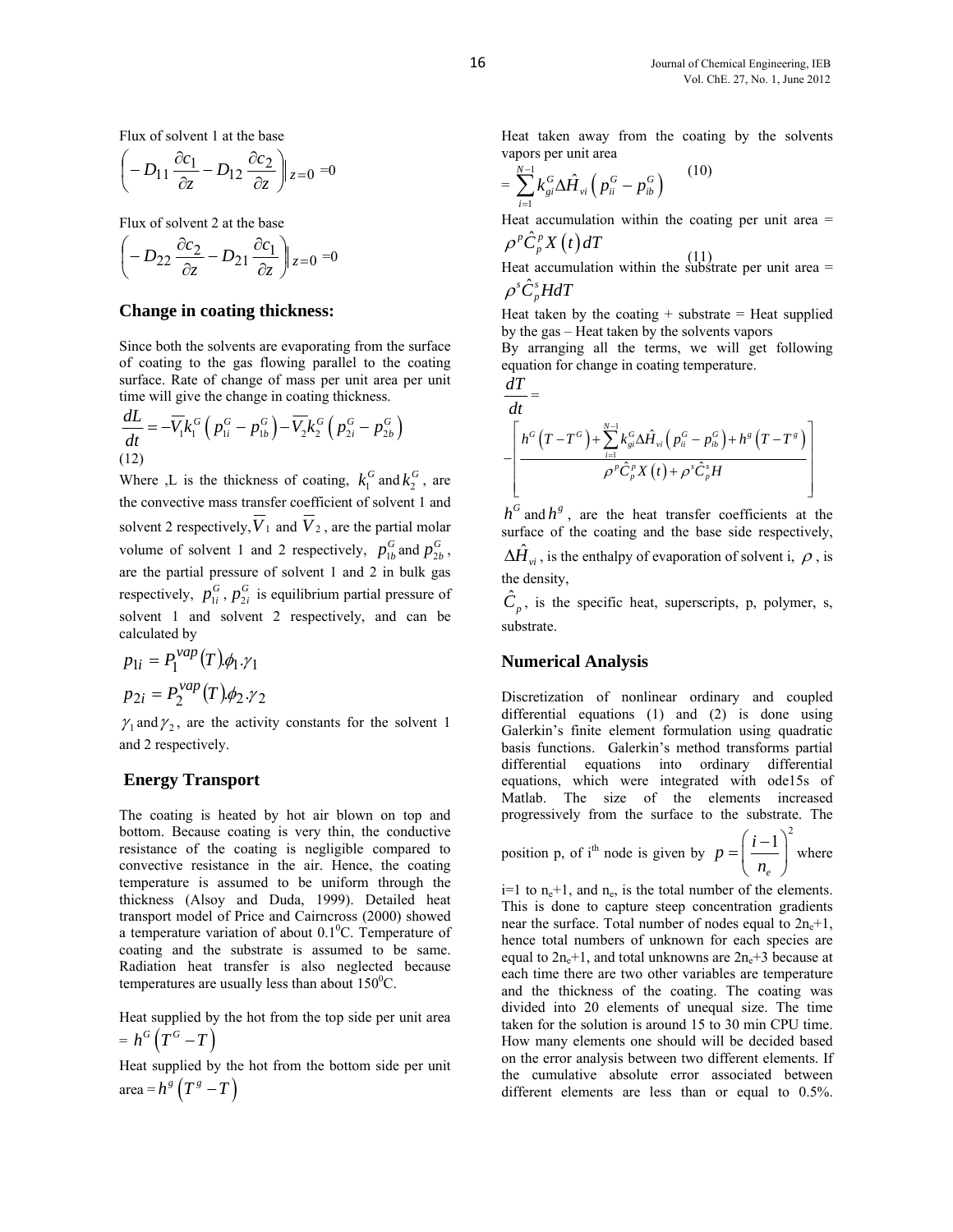Flux of solvent 1 at the base

$$\left(-D_{11}\frac{\partial c_1}{\partial z}-D_{12}\frac{\partial c_2}{\partial z}\right)\Big|_{z=0}=0$$

Flux of solvent 2 at the base

$$\left(-D_{22}\frac{\partial c_2}{\partial z}-D_{21}\frac{\partial c_1}{\partial z}\right)\Big|_{z=0}=0$$

### Change in coating thickness:

Since both the solvents are evaporating from the surface of coating to the gas flowing parallel to the coating surface. Rate of change of mass per unit area per unit time will give the change in coating thickness.

$$\frac{dL}{dt}=-\overline{V}_1 k_1^G\left(p_{1i}^G-p_{1b}^G\right)-\overline{V}_2 k_2^G\left(p_{2i}^G-p_{2b}^G\right)$$
(12)

Where ,L is the thickness of coating, $k_1^G$ and $k_2^G$ , are the convective mass transfer coefficient of solvent 1 and solvent 2 respectively, $\overline{V}_1$ and $\overline{V}_2$ , are the partial molar volume of solvent 1 and 2 respectively, $p_{1b}^G$ and $p_{2b}^G$ , are the partial pressure of solvent 1 and 2 in bulk gas respectively, $p_{1i}^G$ , $p_{2i}^G$ is equilibrium partial pressure of solvent 1 and solvent 2 respectively, and can be calculated by

$$p_{1i}=P_1^{vap}(T).\phi_1.\gamma_1$$

$$p_{2i}=P_2^{vap}(T).\phi_2.\gamma_2$$

$\gamma_1$ and $\gamma_2$ , are the activity constants for the solvent 1 and 2 respectively.

### Energy Transport

The coating is heated by hot air blown on top and bottom. Because coating is very thin, the conductive resistance of the coating is negligible compared to convective resistance in the air. Hence, the coating temperature is assumed to be uniform through the thickness (Alsoy and Duda, 1999). Detailed heat transport model of Price and Cairncross (2000) showed a temperature variation of about $0.1^0$C. Temperature of coating and the substrate is assumed to be same. Radiation heat transfer is also neglected because temperatures are usually less than about $150^0$C.

Heat supplied by the hot from the top side per unit area $= h^G\left(T^G-T\right)$

Heat supplied by the hot from the bottom side per unit area $= h^g\left(T^g-T\right)$

Heat taken away from the coating by the solvents vapors per unit area

$$=\sum_{i=1}^{N-1}k_{gi}^G\Delta\hat{H}_{vi}\left(p_{ii}^G-p_{ib}^G\right) \quad (10)$$

Heat accumulation within the coating per unit area = $\rho^p\hat{C}_p^p X(t)\,dT$ (11)

Heat accumulation within the substrate per unit area = $\rho^s\hat{C}_p^s H dT$

Heat taken by the coating + substrate = Heat supplied by the gas – Heat taken by the solvents vapors

By arranging all the terms, we will get following equation for change in coating temperature.

$$\frac{dT}{dt}=-\left[\frac{h^G\left(T-T^G\right)+\sum_{i=1}^{N-1}k_{gi}^G\Delta\hat{H}_{vi}\left(p_{ii}^G-p_{ib}^G\right)+h^g\left(T-T^g\right)}{\rho^p\hat{C}_p^p X(t)+\rho^s\hat{C}_p^s H}\right]$$

$h^G$ and $h^g$ , are the heat transfer coefficients at the surface of the coating and the base side respectively, $\Delta\hat{H}_{vi}$ , is the enthalpy of evaporation of solvent i, $\rho$ , is the density, $\hat{C}_p$ , is the specific heat, superscripts, p, polymer, s, substrate.

### Numerical Analysis

Discretization of nonlinear ordinary and coupled differential equations (1) and (2) is done using Galerkin's finite element formulation using quadratic basis functions. Galerkin's method transforms partial differential equations into ordinary differential equations, which were integrated with ode15s of Matlab. The size of the elements increased progressively from the surface to the substrate. The position p, of i[th] node is given by $p=\left(\frac{i-1}{n_e}\right)^2$ where i=1 to $n_e$+1, and $n_e$, is the total number of the elements. This is done to capture steep concentration gradients near the surface. Total number of nodes equal to $2n_e$+1, hence total numbers of unknown for each species are equal to $2n_e$+1, and total unknowns are $2n_e$+3 because at each time there are two other variables are temperature and the thickness of the coating. The coating was divided into 20 elements of unequal size. The time taken for the solution is around 15 to 30 min CPU time. How many elements one should will be decided based on the error analysis between two different elements. If the cumulative absolute error associated between different elements are less than or equal to 0.5%.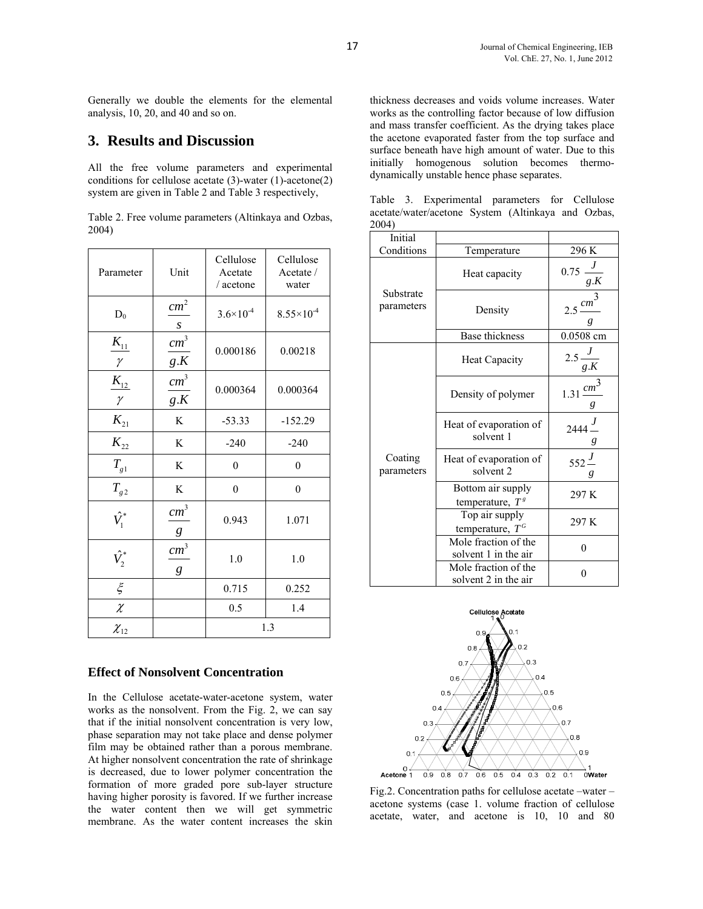Generally we double the elements for the elemental analysis, 10, 20, and 40 and so on.

## 3. Results and Discussion

All the free volume parameters and experimental conditions for cellulose acetate (3)-water (1)-acetone(2) system are given in Table 2 and Table 3 respectively,

Table 2. Free volume parameters (Altinkaya and Ozbas, 2004)

| Parameter | Unit | Cellulose Acetate / acetone | Cellulose Acetate / water |
|---|---|---|---|
| $D_0$ | $\frac{cm^2}{s}$ | $3.6\times10^{-4}$ | $8.55\times10^{-4}$ |
| $\frac{K_{11}}{\gamma}$ | $\frac{cm^3}{g.K}$ | 0.000186 | 0.00218 |
| $\frac{K_{12}}{\gamma}$ | $\frac{cm^3}{g.K}$ | 0.000364 | 0.000364 |
| $K_{21}$ | K | -53.33 | -152.29 |
| $K_{22}$ | K | -240 | -240 |
| $T_{g1}$ | K | 0 | 0 |
| $T_{g2}$ | K | 0 | 0 |
| $\hat{V}_1^*$ | $\frac{cm^3}{g}$ | 0.943 | 1.071 |
| $\hat{V}_2^*$ | $\frac{cm^3}{g}$ | 1.0 | 1.0 |
| $\xi$ | | 0.715 | 0.252 |
| $\chi$ | | 0.5 | 1.4 |
| $\chi_{12}$ | | 1.3 | |

### Effect of Nonsolvent Concentration

In the Cellulose acetate-water-acetone system, water works as the nonsolvent. From the Fig. 2, we can say that if the initial nonsolvent concentration is very low, phase separation may not take place and dense polymer film may be obtained rather than a porous membrane. At higher nonsolvent concentration the rate of shrinkage is decreased, due to lower polymer concentration the formation of more graded pore sub-layer structure having higher porosity is favored. If we further increase the water content then we will get symmetric membrane. As the water content increases the skin thickness decreases and voids volume increases. Water works as the controlling factor because of low diffusion and mass transfer coefficient. As the drying takes place the acetone evaporated faster from the top surface and surface beneath have high amount of water. Due to this initially homogenous solution becomes thermo-dynamically unstable hence phase separates.

Table 3. Experimental parameters for Cellulose acetate/water/acetone System (Altinkaya and Ozbas, 2004)

| Initial Conditions | Temperature | 296 K |
|---|---|---|
| Substrate parameters | Heat capacity | $0.75\ \frac{J}{g.K}$ |
| | Density | $2.5\ \frac{cm^3}{g}$ |
| | Base thickness | 0.0508 cm |
| Coating parameters | Heat Capacity | $2.5\ \frac{J}{g.K}$ |
| | Density of polymer | $1.31\ \frac{cm^3}{g}$ |
| | Heat of evaporation of solvent 1 | $2444\ \frac{J}{g}$ |
| | Heat of evaporation of solvent 2 | $552\ \frac{J}{g}$ |
| | Bottom air supply temperature, $T^g$ | 297 K |
| | Top air supply temperature, $T^G$ | 297 K |
| | Mole fraction of the solvent 1 in the air | 0 |
| | Mole fraction of the solvent 2 in the air | 0 |

Fig.2. Concentration paths for cellulose acetate –water – acetone systems (case 1. volume fraction of cellulose acetate, water, and acetone is 10, 10 and 80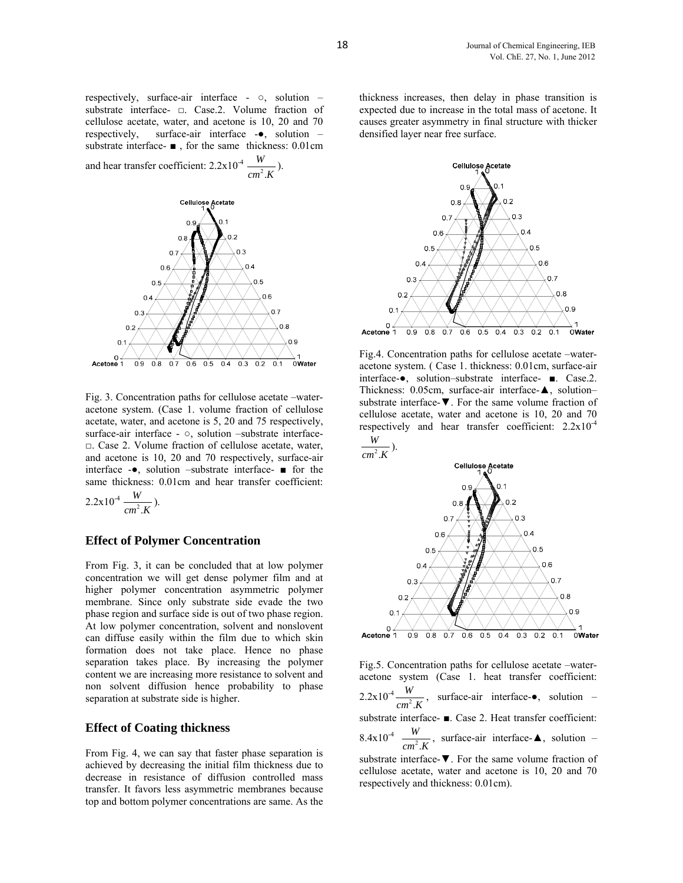respectively, surface-air interface - ○, solution –substrate interface- □. Case.2. Volume fraction of cellulose acetate, water, and acetone is 10, 20 and 70 respectively, surface-air interface -●, solution –substrate interface- ■ , for the same thickness: 0.01cm and hear transfer coefficient: $2.2\text{x}10^{-4}\ \frac{W}{cm^2.K}$).

Fig. 3. Concentration paths for cellulose acetate –water-acetone system. (Case 1. volume fraction of cellulose acetate, water, and acetone is 5, 20 and 75 respectively, surface-air interface - ○, solution –substrate interface- □. Case 2. Volume fraction of cellulose acetate, water, and acetone is 10, 20 and 70 respectively, surface-air interface -●, solution –substrate interface- ■ for the same thickness: 0.01cm and hear transfer coefficient: $2.2\text{x}10^{-4}\ \frac{W}{cm^2.K}$).

## Effect of Polymer Concentration

From Fig. 3, it can be concluded that at low polymer concentration we will get dense polymer film and at higher polymer concentration asymmetric polymer membrane. Since only substrate side evade the two phase region and surface side is out of two phase region. At low polymer concentration, solvent and nonslovent can diffuse easily within the film due to which skin formation does not take place. Hence no phase separation takes place. By increasing the polymer content we are increasing more resistance to solvent and non solvent diffusion hence probability to phase separation at substrate side is higher.

## Effect of Coating thickness

From Fig. 4, we can say that faster phase separation is achieved by decreasing the initial film thickness due to decrease in resistance of diffusion controlled mass transfer. It favors less asymmetric membranes because top and bottom polymer concentrations are same. As the thickness increases, then delay in phase transition is expected due to increase in the total mass of acetone. It causes greater asymmetry in final structure with thicker densified layer near free surface.

Fig.4. Concentration paths for cellulose acetate –water-acetone system. ( Case 1. thickness: 0.01cm, surface-air interface-●, solution–substrate interface- ■. Case.2. Thickness: 0.05cm, surface-air interface-▲, solution–substrate interface-▼. For the same volume fraction of cellulose acetate, water and acetone is 10, 20 and 70 respectively and hear transfer coefficient: $2.2\text{x}10^{-4}\ \frac{W}{cm^2.K}$).

Fig.5. Concentration paths for cellulose acetate –water-acetone system (Case 1. heat transfer coefficient: $2.2\text{x}10^{-4}\frac{W}{cm^2.K}$, surface-air interface-●, solution –substrate interface- ■. Case 2. Heat transfer coefficient: $8.4\text{x}10^{-4}\ \frac{W}{cm^2.K}$, surface-air interface-▲, solution –substrate interface-▼. For the same volume fraction of cellulose acetate, water and acetone is 10, 20 and 70 respectively and thickness: 0.01cm).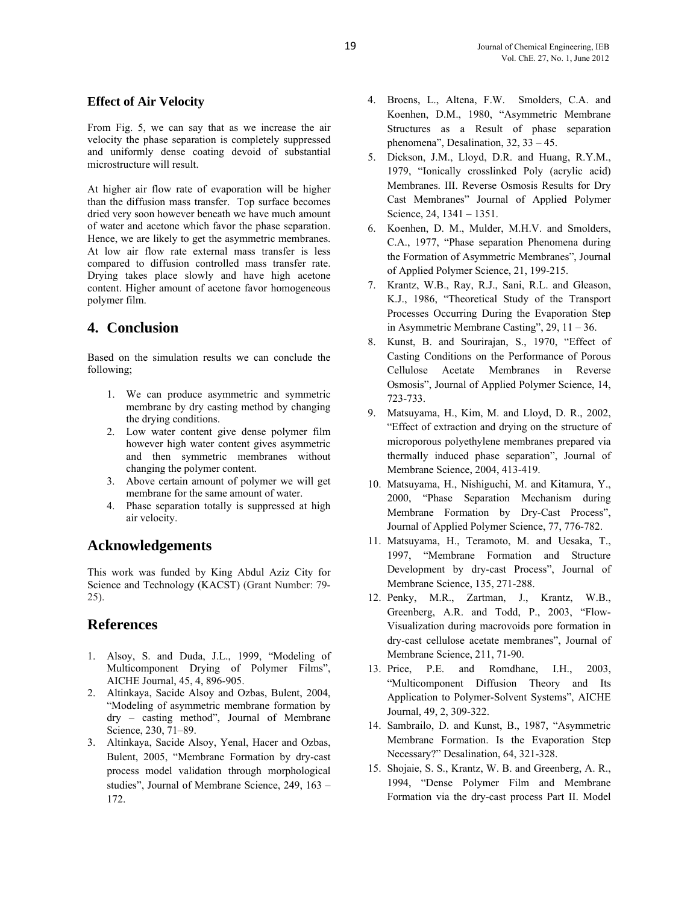### Effect of Air Velocity

From Fig. 5, we can say that as we increase the air velocity the phase separation is completely suppressed and uniformly dense coating devoid of substantial microstructure will result.

At higher air flow rate of evaporation will be higher than the diffusion mass transfer. Top surface becomes dried very soon however beneath we have much amount of water and acetone which favor the phase separation. Hence, we are likely to get the asymmetric membranes. At low air flow rate external mass transfer is less compared to diffusion controlled mass transfer rate. Drying takes place slowly and have high acetone content. Higher amount of acetone favor homogeneous polymer film.

## 4. Conclusion

Based on the simulation results we can conclude the following;

1. We can produce asymmetric and symmetric membrane by dry casting method by changing the drying conditions.
2. Low water content give dense polymer film however high water content gives asymmetric and then symmetric membranes without changing the polymer content.
3. Above certain amount of polymer we will get membrane for the same amount of water.
4. Phase separation totally is suppressed at high air velocity.

## Acknowledgements

This work was funded by King Abdul Aziz City for Science and Technology (KACST) (Grant Number: 79-25).

## References

1. Alsoy, S. and Duda, J.L., 1999, "Modeling of Multicomponent Drying of Polymer Films", AICHE Journal, 45, 4, 896-905.
2. Altinkaya, Sacide Alsoy and Ozbas, Bulent, 2004, "Modeling of asymmetric membrane formation by dry – casting method", Journal of Membrane Science, 230, 71–89.
3. Altinkaya, Sacide Alsoy, Yenal, Hacer and Ozbas, Bulent, 2005, "Membrane Formation by dry-cast process model validation through morphological studies", Journal of Membrane Science, 249, 163 – 172.
4. Broens, L., Altena, F.W. Smolders, C.A. and Koenhen, D.M., 1980, "Asymmetric Membrane Structures as a Result of phase separation phenomena", Desalination, 32, 33 – 45.
5. Dickson, J.M., Lloyd, D.R. and Huang, R.Y.M., 1979, "Ionically crosslinked Poly (acrylic acid) Membranes. III. Reverse Osmosis Results for Dry Cast Membranes" Journal of Applied Polymer Science, 24, 1341 – 1351.
6. Koenhen, D. M., Mulder, M.H.V. and Smolders, C.A., 1977, "Phase separation Phenomena during the Formation of Asymmetric Membranes", Journal of Applied Polymer Science, 21, 199-215.
7. Krantz, W.B., Ray, R.J., Sani, R.L. and Gleason, K.J., 1986, "Theoretical Study of the Transport Processes Occurring During the Evaporation Step in Asymmetric Membrane Casting", 29, 11 – 36.
8. Kunst, B. and Sourirajan, S., 1970, "Effect of Casting Conditions on the Performance of Porous Cellulose Acetate Membranes in Reverse Osmosis", Journal of Applied Polymer Science, 14, 723-733.
9. Matsuyama, H., Kim, M. and Lloyd, D. R., 2002, "Effect of extraction and drying on the structure of microporous polyethylene membranes prepared via thermally induced phase separation", Journal of Membrane Science, 2004, 413-419.
10. Matsuyama, H., Nishiguchi, M. and Kitamura, Y., 2000, "Phase Separation Mechanism during Membrane Formation by Dry-Cast Process", Journal of Applied Polymer Science, 77, 776-782.
11. Matsuyama, H., Teramoto, M. and Uesaka, T., 1997, "Membrane Formation and Structure Development by dry-cast Process", Journal of Membrane Science, 135, 271-288.
12. Penky, M.R., Zartman, J., Krantz, W.B., Greenberg, A.R. and Todd, P., 2003, "Flow-Visualization during macrovoids pore formation in dry-cast cellulose acetate membranes", Journal of Membrane Science, 211, 71-90.
13. Price, P.E. and Romdhane, I.H., 2003, "Multicomponent Diffusion Theory and Its Application to Polymer-Solvent Systems", AICHE Journal, 49, 2, 309-322.
14. Sambrailo, D. and Kunst, B., 1987, "Asymmetric Membrane Formation. Is the Evaporation Step Necessary?" Desalination, 64, 321-328.
15. Shojaie, S. S., Krantz, W. B. and Greenberg, A. R., 1994, "Dense Polymer Film and Membrane Formation via the dry-cast process Part II. Model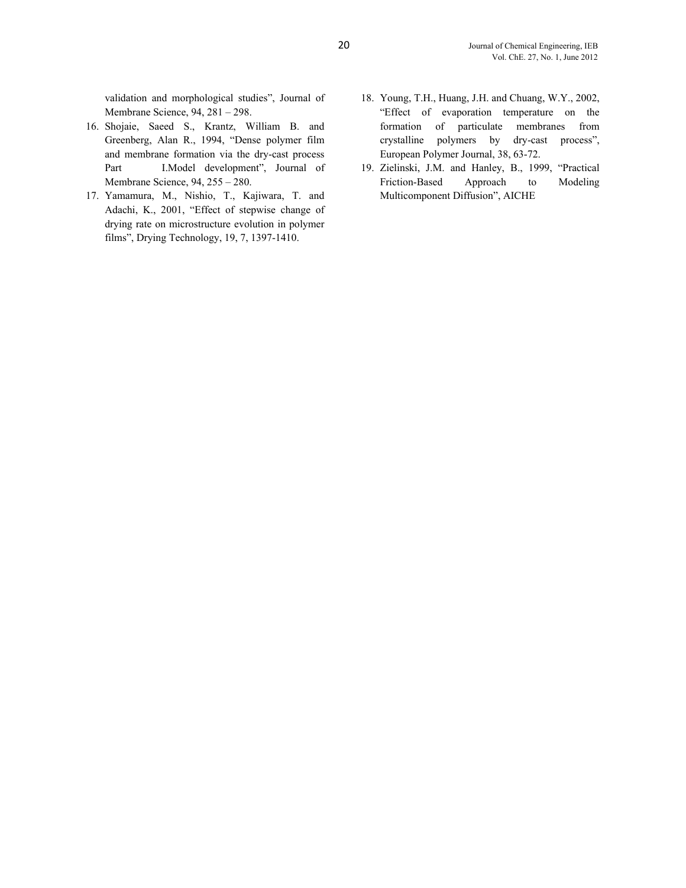validation and morphological studies", Journal of Membrane Science, 94, 281 – 298.

16. Shojaie, Saeed S., Krantz, William B. and Greenberg, Alan R., 1994, "Dense polymer film and membrane formation via the dry-cast process Part I.Model development", Journal of Membrane Science, 94, 255 – 280.
17. Yamamura, M., Nishio, T., Kajiwara, T. and Adachi, K., 2001, "Effect of stepwise change of drying rate on microstructure evolution in polymer films", Drying Technology, 19, 7, 1397-1410.
18. Young, T.H., Huang, J.H. and Chuang, W.Y., 2002, "Effect of evaporation temperature on the formation of particulate membranes from crystalline polymers by dry-cast process", European Polymer Journal, 38, 63-72.
19. Zielinski, J.M. and Hanley, B., 1999, "Practical Friction-Based Approach to Modeling Multicomponent Diffusion", AICHE